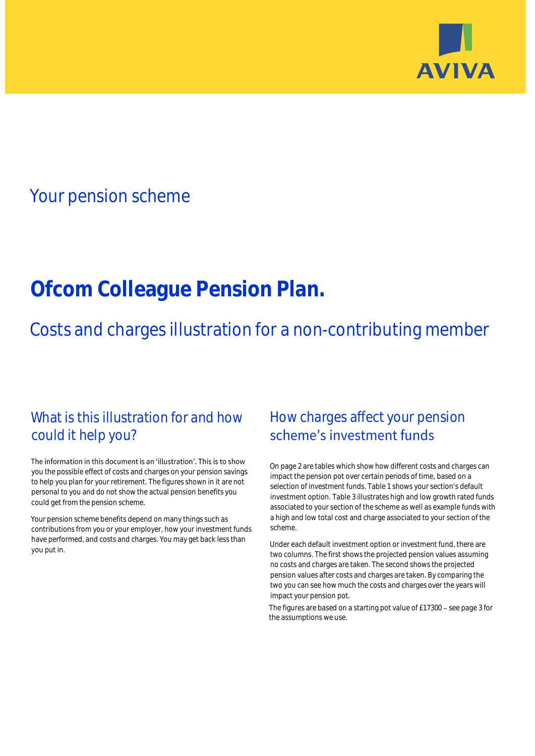AVIVA

Your pension scheme

# Ofcom Colleague Pension Plan.

## Costs and charges illustration for a non-contributing member

### What is this illustration for and how could it help you?

The information in this document is an 'illustration'. This is to show you the possible effect of costs and charges on your pension savings to help you plan for your retirement. The figures shown in it are not personal to you and do not show the actual pension benefits you could get from the pension scheme.

Your pension scheme benefits depend on many things such as contributions from you or your employer, how your investment funds have performed, and costs and charges. You may get back less than you put in.

### How charges affect your pension scheme's investment funds

On page 2 are tables which show how different costs and charges can impact the pension pot over certain periods of time, based on a selection of investment funds. Table 1 shows your section's default investment option. Table 3 illustrates high and low growth rated funds associated to your section of the scheme as well as example funds with a high and low total cost and charge associated to your section of the scheme.

Under each default investment option or investment fund, there are two columns. The first shows the projected pension values assuming no costs and charges are taken. The second shows the projected pension values after costs and charges are taken. By comparing the two you can see how much the costs and charges over the years will impact your pension pot.

The figures are based on a starting pot value of £17300 – see page 3 for the assumptions we use.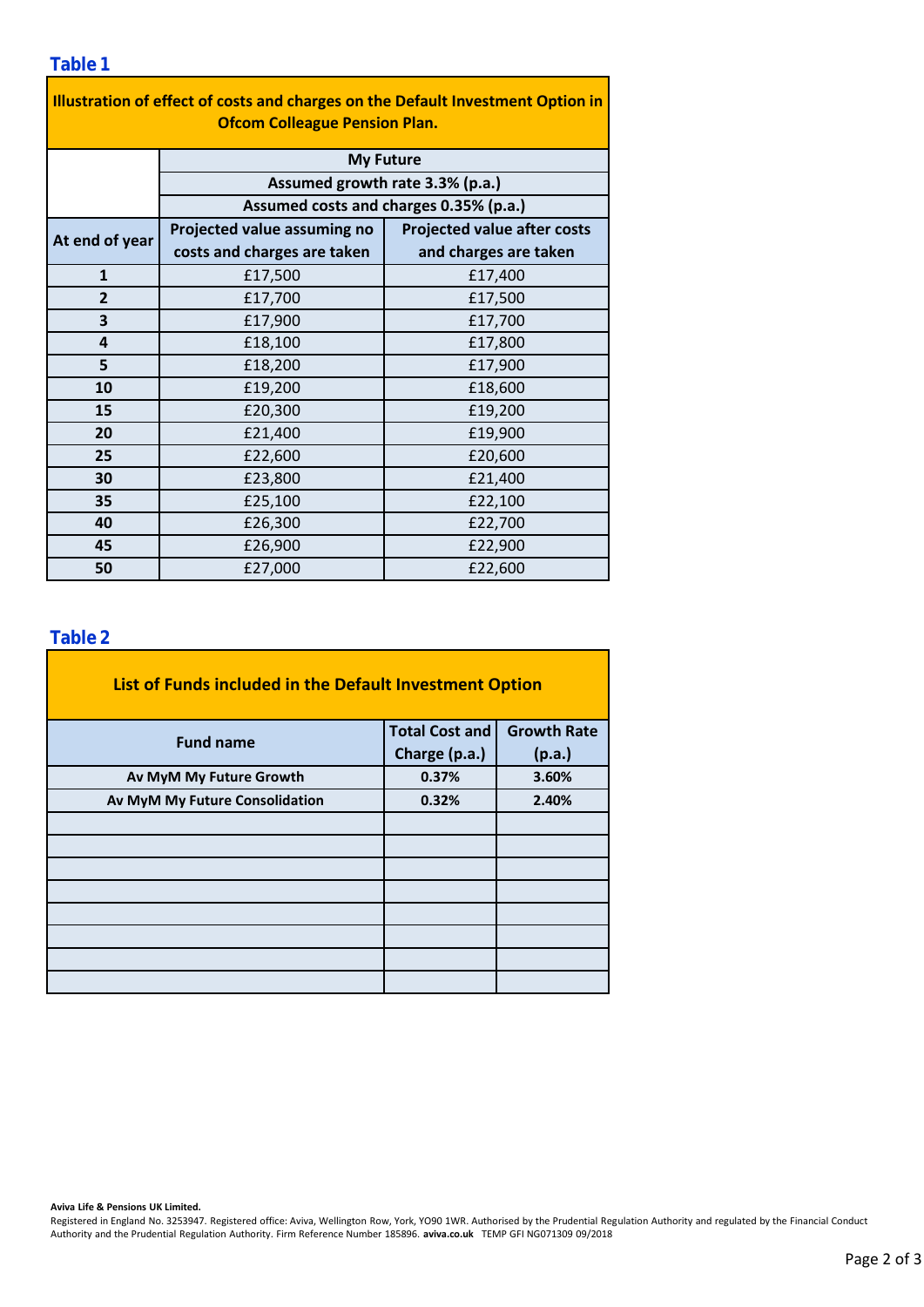## Table 1

| Illustration of effect of costs and charges on the Default Investment Option in Ofcom Colleague Pension Plan. | | |
|---|---|---|
| | My Future | |
| | Assumed growth rate 3.3% (p.a.) | |
| | Assumed costs and charges 0.35% (p.a.) | |
| At end of year | Projected value assuming no costs and charges are taken | Projected value after costs and charges are taken |
| 1 | £17,500 | £17,400 |
| 2 | £17,700 | £17,500 |
| 3 | £17,900 | £17,700 |
| 4 | £18,100 | £17,800 |
| 5 | £18,200 | £17,900 |
| 10 | £19,200 | £18,600 |
| 15 | £20,300 | £19,200 |
| 20 | £21,400 | £19,900 |
| 25 | £22,600 | £20,600 |
| 30 | £23,800 | £21,400 |
| 35 | £25,100 | £22,100 |
| 40 | £26,300 | £22,700 |
| 45 | £26,900 | £22,900 |
| 50 | £27,000 | £22,600 |

## Table 2

| List of Funds included in the Default Investment Option | | |
|---|---|---|
| Fund name | Total Cost and Charge (p.a.) | Growth Rate (p.a.) |
| Av MyM My Future Growth | 0.37% | 3.60% |
| Av MyM My Future Consolidation | 0.32% | 2.40% |
| | | |
| | | |
| | | |
| | | |
| | | |
| | | |
| | | |
| | | |

**Aviva Life & Pensions UK Limited.**
Registered in England No. 3253947. Registered office: Aviva, Wellington Row, York, YO90 1WR. Authorised by the Prudential Regulation Authority and regulated by the Financial Conduct Authority and the Prudential Regulation Authority. Firm Reference Number 185896. **aviva.co.uk** TEMP GFI NG071309 09/2018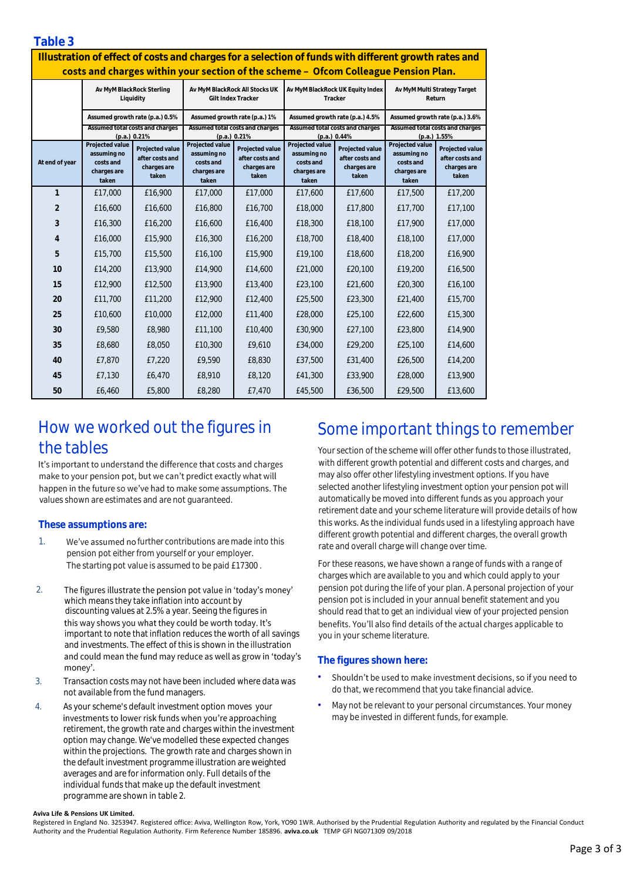## Table 3

| Illustration of effect of costs and charges for a selection of funds with different growth rates and costs and charges within your section of the scheme – Ofcom Colleague Pension Plan. | | | | | | | | |
|---|---|---|---|---|---|---|---|---|
| | Av MyM BlackRock Sterling Liquidity | | Av MyM BlackRock All Stocks UK Gilt Index Tracker | | Av MyM BlackRock UK Equity Index Tracker | | Av MyM Multi Strategy Target Return | |
| | Assumed growth rate (p.a.) 0.5% | | Assumed growth rate (p.a.) 1% | | Assumed growth rate (p.a.) 4.5% | | Assumed growth rate (p.a.) 3.6% | |
| | Assumed total costs and charges (p.a.) 0.21% | | Assumed total costs and charges (p.a.) 0.21% | | Assumed total costs and charges (p.a.) 0.44% | | Assumed total costs and charges (p.a.) 1.55% | |
| At end of year | Projected value assuming no costs and charges are taken | Projected value after costs and charges are taken | Projected value assuming no costs and charges are taken | Projected value after costs and charges are taken | Projected value assuming no costs and charges are taken | Projected value after costs and charges are taken | Projected value assuming no costs and charges are taken | Projected value after costs and charges are taken |
| 1 | £17,000 | £16,900 | £17,000 | £17,000 | £17,600 | £17,600 | £17,500 | £17,200 |
| 2 | £16,600 | £16,600 | £16,800 | £16,700 | £18,000 | £17,800 | £17,700 | £17,100 |
| 3 | £16,300 | £16,200 | £16,600 | £16,400 | £18,300 | £18,100 | £17,900 | £17,000 |
| 4 | £16,000 | £15,900 | £16,300 | £16,200 | £18,700 | £18,400 | £18,100 | £17,000 |
| 5 | £15,700 | £15,500 | £16,100 | £15,900 | £19,100 | £18,600 | £18,200 | £16,900 |
| 10 | £14,200 | £13,900 | £14,900 | £14,600 | £21,000 | £20,100 | £19,200 | £16,500 |
| 15 | £12,900 | £12,500 | £13,900 | £13,400 | £23,100 | £21,600 | £20,300 | £16,100 |
| 20 | £11,700 | £11,200 | £12,900 | £12,400 | £25,500 | £23,300 | £21,400 | £15,700 |
| 25 | £10,600 | £10,000 | £12,000 | £11,400 | £28,000 | £25,100 | £22,600 | £15,300 |
| 30 | £9,580 | £8,980 | £11,100 | £10,400 | £30,900 | £27,100 | £23,800 | £14,900 |
| 35 | £8,680 | £8,050 | £10,300 | £9,610 | £34,000 | £29,200 | £25,100 | £14,600 |
| 40 | £7,870 | £7,220 | £9,590 | £8,830 | £37,500 | £31,400 | £26,500 | £14,200 |
| 45 | £7,130 | £6,470 | £8,910 | £8,120 | £41,300 | £33,900 | £28,000 | £13,900 |
| 50 | £6,460 | £5,800 | £8,280 | £7,470 | £45,500 | £36,500 | £29,500 | £13,600 |

# How we worked out the figures in the tables

It's important to understand the difference that costs and charges make to your pension pot, but we can't predict exactly what will happen in the future so we've had to make some assumptions. The values shown are estimates and are not guaranteed.

### These assumptions are:

1. We've assumed no further contributions are made into this pension pot either from yourself or your employer. The starting pot value is assumed to be paid £17300 .
2. The figures illustrate the pension pot value in 'today's money' which means they take inflation into account by discounting values at 2.5% a year. Seeing the figures in this way shows you what they could be worth today. It's important to note that inflation reduces the worth of all savings and investments. The effect of this is shown in the illustration and could mean the fund may reduce as well as grow in 'today's money'.
3. Transaction costs may not have been included where data was not available from the fund managers.
4. As your scheme's default investment option moves your investments to lower risk funds when you're approaching retirement, the growth rate and charges within the investment option may change. We've modelled these expected changes within the projections. The growth rate and charges shown in the default investment programme illustration are weighted averages and are for information only. Full details of the individual funds that make up the default investment programme are shown in table 2.

# Some important things to remember

Your section of the scheme will offer other funds to those illustrated, with different growth potential and different costs and charges, and may also offer other lifestyling investment options. If you have selected another lifestyling investment option your pension pot will automatically be moved into different funds as you approach your retirement date and your scheme literature will provide details of how this works. As the individual funds used in a lifestyling approach have different growth potential and different charges, the overall growth rate and overall charge will change over time.

For these reasons, we have shown a range of funds with a range of charges which are available to you and which could apply to your pension pot during the life of your plan. A personal projection of your pension pot is included in your annual benefit statement and you should read that to get an individual view of your projected pension benefits. You'll also find details of the actual charges applicable to you in your scheme literature.

### The figures shown here:

- Shouldn't be used to make investment decisions, so if you need to do that, we recommend that you take financial advice.
- May not be relevant to your personal circumstances. Your money may be invested in different funds, for example.

**Aviva Life & Pensions UK Limited.**
Registered in England No. 3253947. Registered office: Aviva, Wellington Row, York, YO90 1WR. Authorised by the Prudential Regulation Authority and regulated by the Financial Conduct Authority and the Prudential Regulation Authority. Firm Reference Number 185896. **aviva.co.uk** TEMP GFI NG071309 09/2018